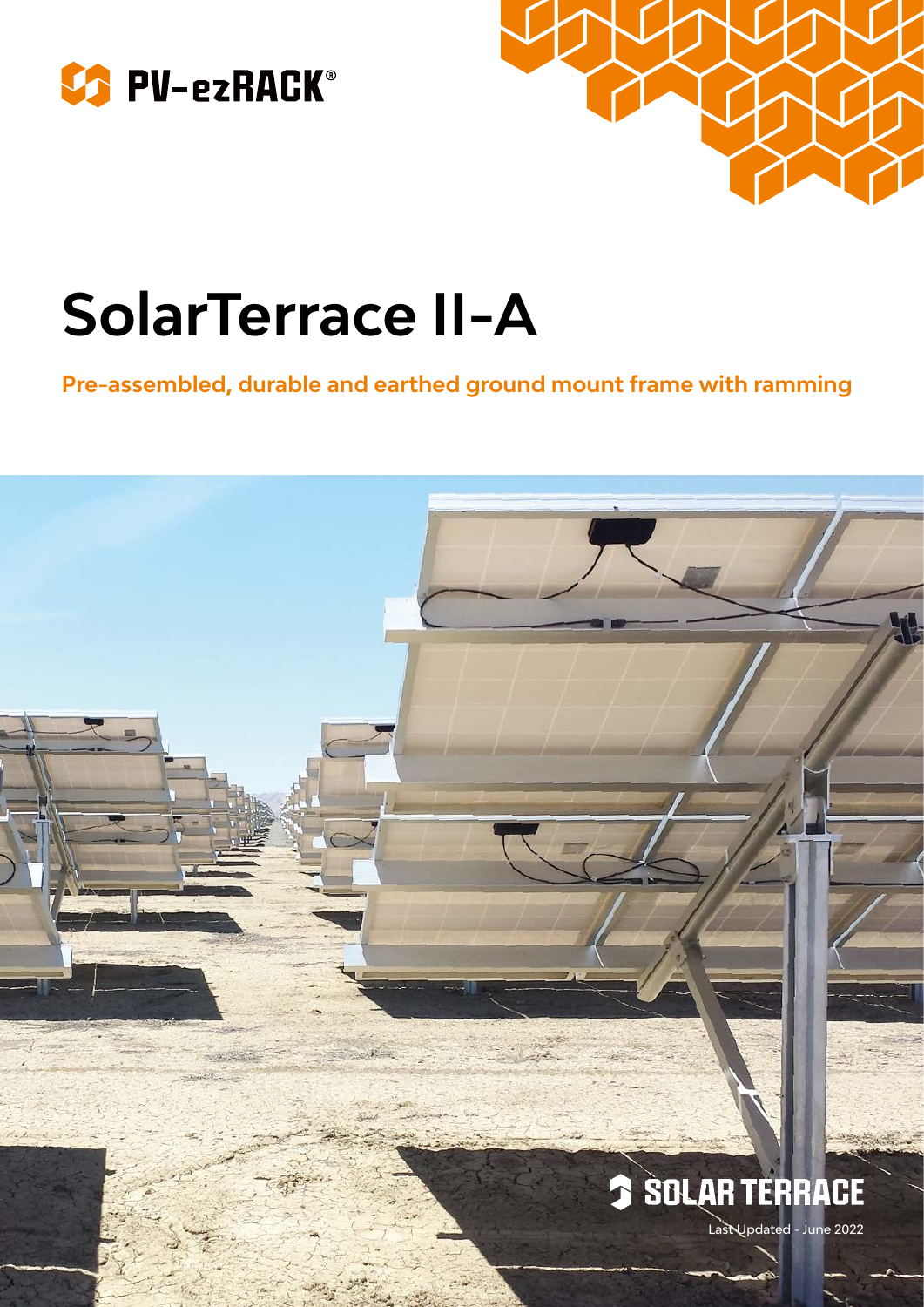PV-ezRACK®

# SolarTerrace II-A

**Pre-assembled, durable and earthed ground mount frame with ramming**

SOLAR TERRACE

Last Updated - June 2022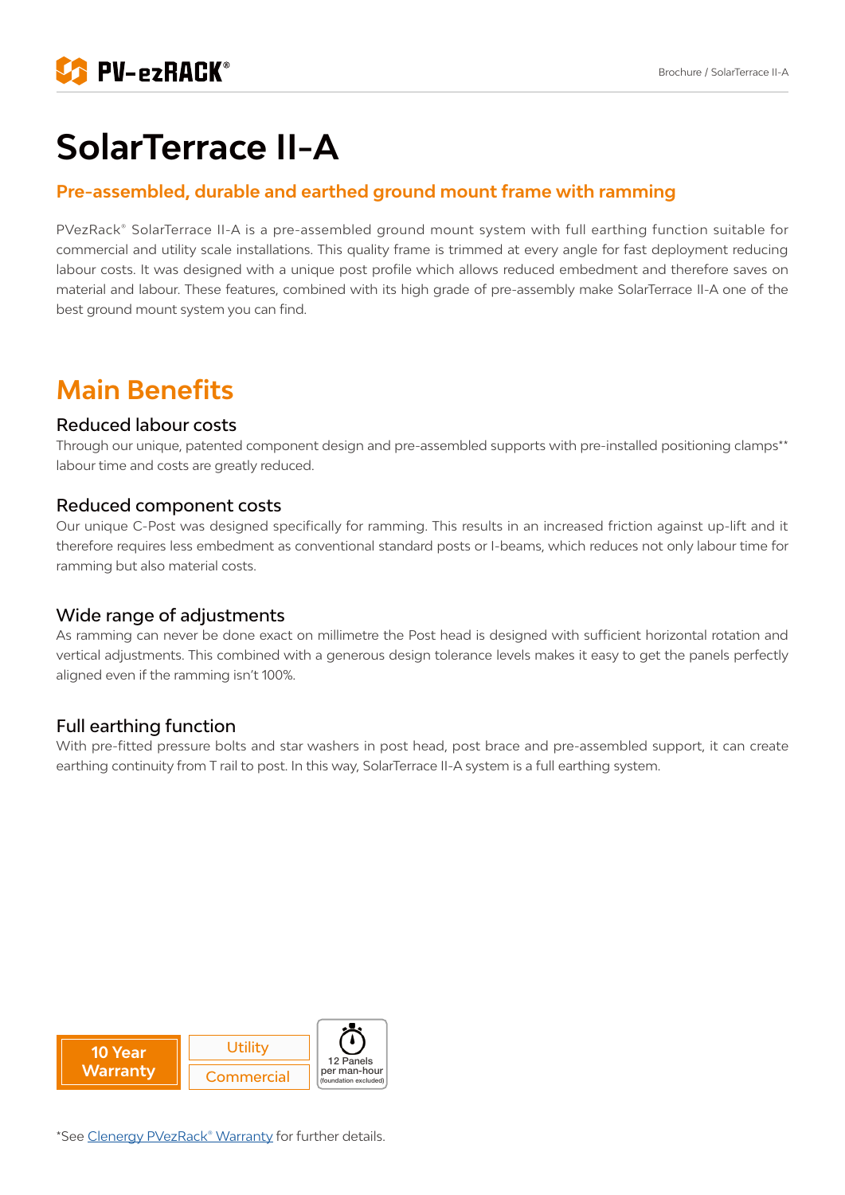# SolarTerrace II-A

## Pre-assembled, durable and earthed ground mount frame with ramming

PVezRack® SolarTerrace II-A is a pre-assembled ground mount system with full earthing function suitable for commercial and utility scale installations. This quality frame is trimmed at every angle for fast deployment reducing labour costs. It was designed with a unique post profile which allows reduced embedment and therefore saves on material and labour. These features, combined with its high grade of pre-assembly make SolarTerrace II-A one of the best ground mount system you can find.

## Main Benefits

### Reduced labour costs

Through our unique, patented component design and pre-assembled supports with pre-installed positioning clamps** labour time and costs are greatly reduced.

### Reduced component costs

Our unique C-Post was designed specifically for ramming. This results in an increased friction against up-lift and it therefore requires less embedment as conventional standard posts or I-beams, which reduces not only labour time for ramming but also material costs.

### Wide range of adjustments

As ramming can never be done exact on millimetre the Post head is designed with sufficient horizontal rotation and vertical adjustments. This combined with a generous design tolerance levels makes it easy to get the panels perfectly aligned even if the ramming isn't 100%.

### Full earthing function

With pre-fitted pressure bolts and star washers in post head, post brace and pre-assembled support, it can create earthing continuity from T rail to post. In this way, SolarTerrace II-A system is a full earthing system.

**10 Year Warranty**

Utility

Commercial

12 Panels per man-hour (foundation excluded)

*See Clenergy PVezRack® Warranty for further details.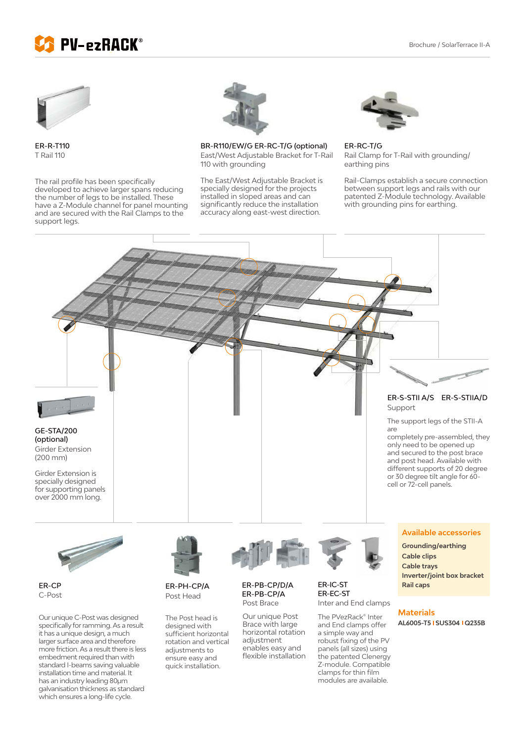**ER-R-T110**
T Rail 110

The rail profile has been specifically developed to achieve larger spans reducing the number of legs to be installed. These have a Z-Module channel for panel mounting and are secured with the Rail Clamps to the support legs.

**BR-R110/EW/G ER-RC-T/G (optional)**
East/West Adjustable Bracket for T-Rail 110 with grounding

The East/West Adjustable Bracket is specially designed for the projects installed in sloped areas and can significantly reduce the installation accuracy along east-west direction.

**ER-RC-T/G**
Rail Clamp for T-Rail with grounding/earthing pins

Rail-Clamps establish a secure connection between support legs and rails with our patented Z-Module technology. Available with grounding pins for earthing.

**GE-STA/200 (optional)**
Girder Extension (200 mm)

Girder Extension is specially designed for supporting panels over 2000 mm long.

**ER-S-STII A/S ER-S-STIIA/D**
Support

The support legs of the STII-A are completely pre-assembled, they only need to be opened up and secured to the post brace and post head. Available with different supports of 20 degree or 30 degree tilt angle for 60-cell or 72-cell panels.

**ER-CP**
C-Post

Our unique C-Post was designed specifically for ramming. As a result it has a unique design, a much larger surface area and therefore more friction. As a result there is less embedment required than with standard I-beams saving valuable installation time and material. It has an industry leading 80µm galvanisation thickness as standard which ensures a long-life cycle.

**ER-PH-CP/A**
Post Head

The Post head is designed with sufficient horizontal rotation and vertical adjustments to ensure easy and quick installation.

**ER-PB-CP/D/A**
**ER-PB-CP/A**
Post Brace

Our unique Post Brace with large horizontal rotation adjustment enables easy and flexible installation

**ER-IC-ST**
**ER-EC-ST**
Inter and End clamps

The PVezRack® Inter and End clamps offer a simple way and robust fixing of the PV panels (all sizes) using the patented Clenergy Z-module. Compatible clamps for thin film modules are available.

## Available accessories

- **Grounding/earthing**
- **Cable clips**
- **Cable trays**
- **Inverter/joint box bracket**
- **Rail caps**

## Materials

**AL6005-T5 I SUS304 I Q235B**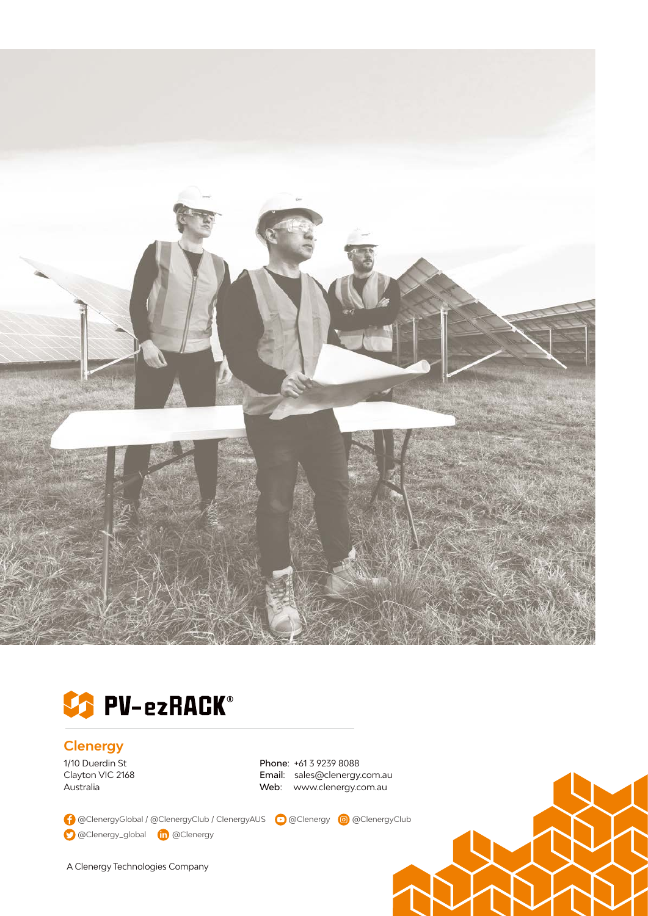PV-ezRACK®

## Clenergy

1/10 Duerdin St
Clayton VIC 2168
Australia

**Phone**: +61 3 9239 8088
**Email**: sales@clenergy.com.au
**Web**: www.clenergy.com.au

@ClenergyGlobal / @ClenergyClub / ClenergyAUS @Clenergy @ClenergyClub
@Clenergy_global @Clenergy

A Clenergy Technologies Company